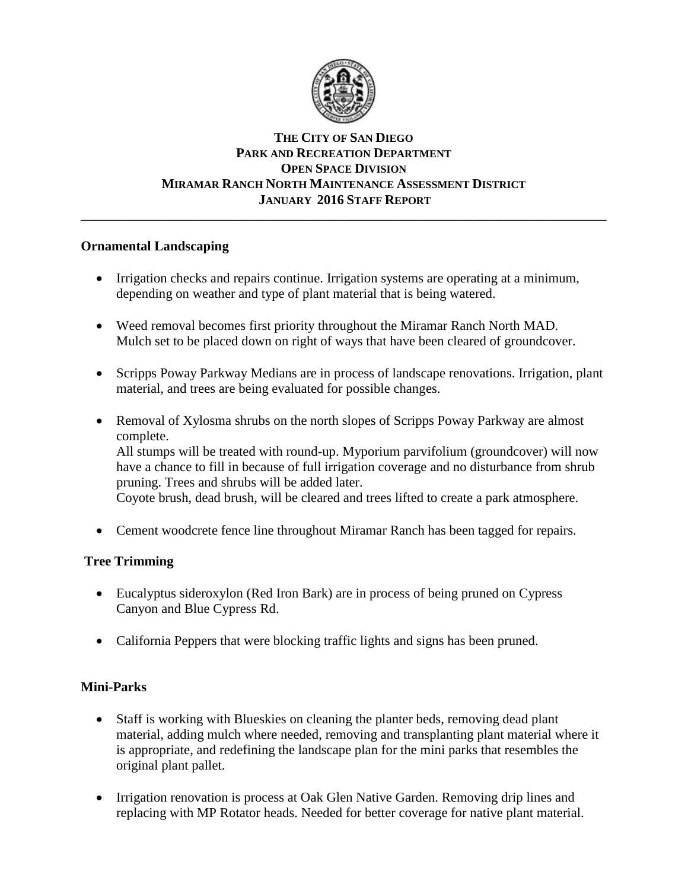# THE CITY OF SAN DIEGO
## PARK AND RECREATION DEPARTMENT
## OPEN SPACE DIVISION
## MIRAMAR RANCH NORTH MAINTENANCE ASSESSMENT DISTRICT
## JANUARY 2016 STAFF REPORT

---

### Ornamental Landscaping

- Irrigation checks and repairs continue. Irrigation systems are operating at a minimum, depending on weather and type of plant material that is being watered.

- Weed removal becomes first priority throughout the Miramar Ranch North MAD. Mulch set to be placed down on right of ways that have been cleared of groundcover.

- Scripps Poway Parkway Medians are in process of landscape renovations. Irrigation, plant material, and trees are being evaluated for possible changes.

- Removal of Xylosma shrubs on the north slopes of Scripps Poway Parkway are almost complete.
  All stumps will be treated with round-up. Myporium parvifolium (groundcover) will now have a chance to fill in because of full irrigation coverage and no disturbance from shrub pruning. Trees and shrubs will be added later.
  Coyote brush, dead brush, will be cleared and trees lifted to create a park atmosphere.

- Cement woodcrete fence line throughout Miramar Ranch has been tagged for repairs.

### Tree Trimming

- Eucalyptus sideroxylon (Red Iron Bark) are in process of being pruned on Cypress Canyon and Blue Cypress Rd.

- California Peppers that were blocking traffic lights and signs has been pruned.

### Mini-Parks

- Staff is working with Blueskies on cleaning the planter beds, removing dead plant material, adding mulch where needed, removing and transplanting plant material where it is appropriate, and redefining the landscape plan for the mini parks that resembles the original plant pallet.

- Irrigation renovation is process at Oak Glen Native Garden. Removing drip lines and replacing with MP Rotator heads. Needed for better coverage for native plant material.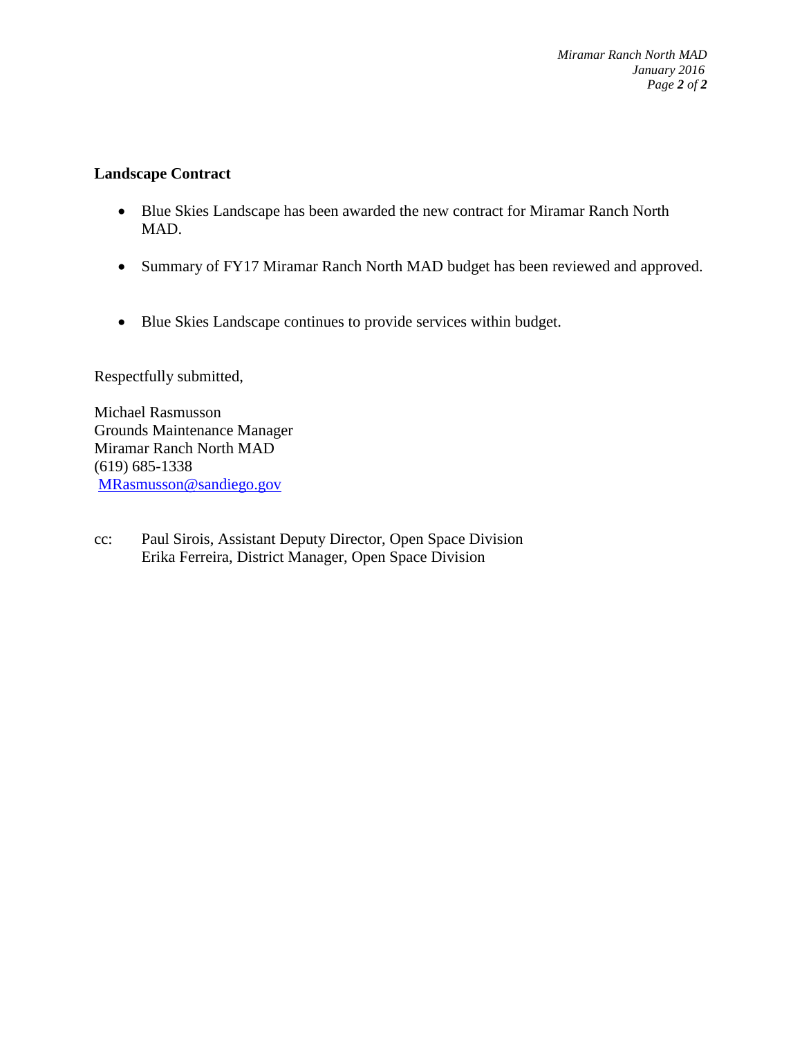**Landscape Contract**

- Blue Skies Landscape has been awarded the new contract for Miramar Ranch North MAD.
- Summary of FY17 Miramar Ranch North MAD budget has been reviewed and approved.
- Blue Skies Landscape continues to provide services within budget.

Respectfully submitted,

Michael Rasmusson
Grounds Maintenance Manager
Miramar Ranch North MAD
(619) 685-1338
MRasmusson@sandiego.gov

cc: Paul Sirois, Assistant Deputy Director, Open Space Division
Erika Ferreira, District Manager, Open Space Division